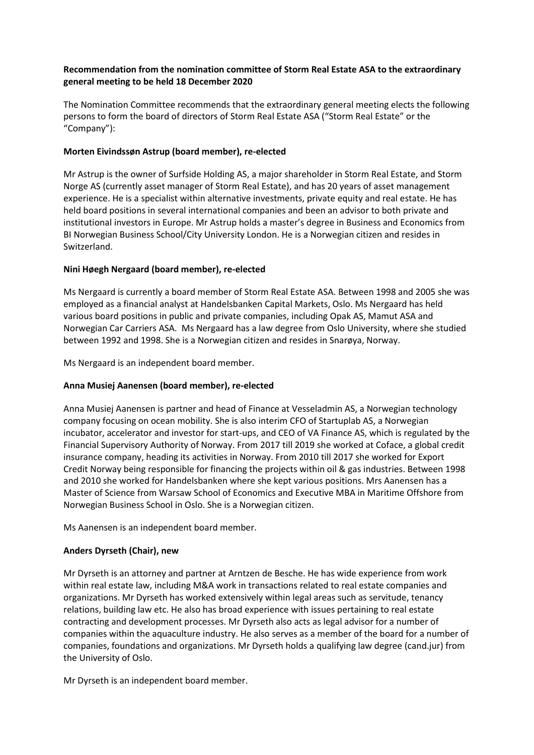**Recommendation from the nomination committee of Storm Real Estate ASA to the extraordinary general meeting to be held 18 December 2020**

The Nomination Committee recommends that the extraordinary general meeting elects the following persons to form the board of directors of Storm Real Estate ASA ("Storm Real Estate" or the "Company"):

**Morten Eivindssøn Astrup (board member), re-elected**

Mr Astrup is the owner of Surfside Holding AS, a major shareholder in Storm Real Estate, and Storm Norge AS (currently asset manager of Storm Real Estate), and has 20 years of asset management experience. He is a specialist within alternative investments, private equity and real estate. He has held board positions in several international companies and been an advisor to both private and institutional investors in Europe. Mr Astrup holds a master's degree in Business and Economics from BI Norwegian Business School/City University London. He is a Norwegian citizen and resides in Switzerland.

**Nini Høegh Nergaard (board member), re-elected**

Ms Nergaard is currently a board member of Storm Real Estate ASA. Between 1998 and 2005 she was employed as a financial analyst at Handelsbanken Capital Markets, Oslo. Ms Nergaard has held various board positions in public and private companies, including Opak AS, Mamut ASA and Norwegian Car Carriers ASA. Ms Nergaard has a law degree from Oslo University, where she studied between 1992 and 1998. She is a Norwegian citizen and resides in Snarøya, Norway.

Ms Nergaard is an independent board member.

**Anna Musiej Aanensen (board member), re-elected**

Anna Musiej Aanensen is partner and head of Finance at Vesseladmin AS, a Norwegian technology company focusing on ocean mobility. She is also interim CFO of Startuplab AS, a Norwegian incubator, accelerator and investor for start-ups, and CEO of VA Finance AS, which is regulated by the Financial Supervisory Authority of Norway. From 2017 till 2019 she worked at Coface, a global credit insurance company, heading its activities in Norway. From 2010 till 2017 she worked for Export Credit Norway being responsible for financing the projects within oil & gas industries. Between 1998 and 2010 she worked for Handelsbanken where she kept various positions. Mrs Aanensen has a Master of Science from Warsaw School of Economics and Executive MBA in Maritime Offshore from Norwegian Business School in Oslo. She is a Norwegian citizen.

Ms Aanensen is an independent board member.

**Anders Dyrseth (Chair), new**

Mr Dyrseth is an attorney and partner at Arntzen de Besche. He has wide experience from work within real estate law, including M&A work in transactions related to real estate companies and organizations. Mr Dyrseth has worked extensively within legal areas such as servitude, tenancy relations, building law etc. He also has broad experience with issues pertaining to real estate contracting and development processes. Mr Dyrseth also acts as legal advisor for a number of companies within the aquaculture industry. He also serves as a member of the board for a number of companies, foundations and organizations. Mr Dyrseth holds a qualifying law degree (cand.jur) from the University of Oslo.

Mr Dyrseth is an independent board member.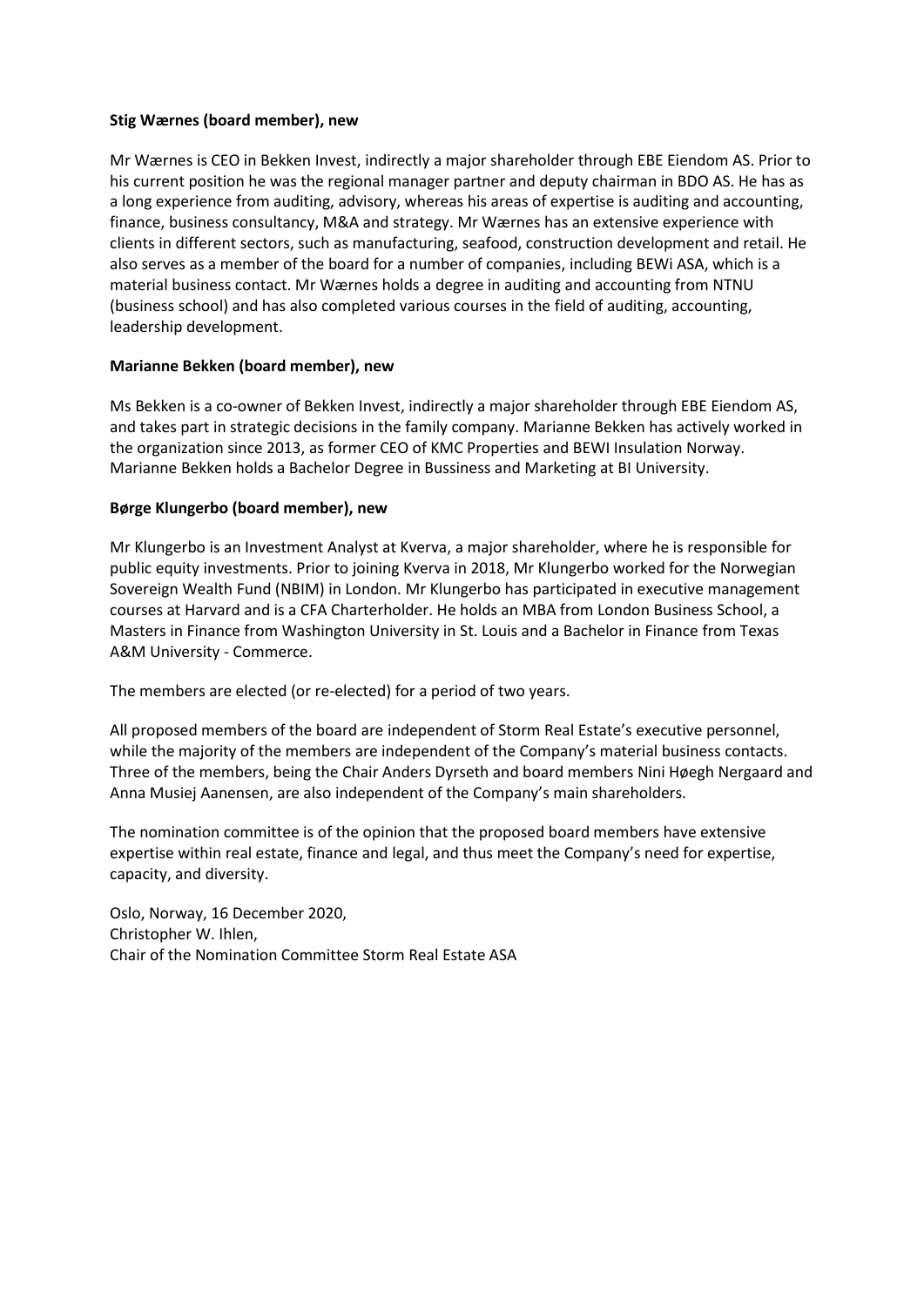**Stig Wærnes (board member), new**

Mr Wærnes is CEO in Bekken Invest, indirectly a major shareholder through EBE Eiendom AS. Prior to his current position he was the regional manager partner and deputy chairman in BDO AS. He has as a long experience from auditing, advisory, whereas his areas of expertise is auditing and accounting, finance, business consultancy, M&A and strategy. Mr Wærnes has an extensive experience with clients in different sectors, such as manufacturing, seafood, construction development and retail. He also serves as a member of the board for a number of companies, including BEWi ASA, which is a material business contact. Mr Wærnes holds a degree in auditing and accounting from NTNU (business school) and has also completed various courses in the field of auditing, accounting, leadership development.

**Marianne Bekken (board member), new**

Ms Bekken is a co-owner of Bekken Invest, indirectly a major shareholder through EBE Eiendom AS, and takes part in strategic decisions in the family company. Marianne Bekken has actively worked in the organization since 2013, as former CEO of KMC Properties and BEWI Insulation Norway. Marianne Bekken holds a Bachelor Degree in Bussiness and Marketing at BI University.

**Børge Klungerbo (board member), new**

Mr Klungerbo is an Investment Analyst at Kverva, a major shareholder, where he is responsible for public equity investments. Prior to joining Kverva in 2018, Mr Klungerbo worked for the Norwegian Sovereign Wealth Fund (NBIM) in London. Mr Klungerbo has participated in executive management courses at Harvard and is a CFA Charterholder. He holds an MBA from London Business School, a Masters in Finance from Washington University in St. Louis and a Bachelor in Finance from Texas A&M University - Commerce.

The members are elected (or re-elected) for a period of two years.

All proposed members of the board are independent of Storm Real Estate's executive personnel, while the majority of the members are independent of the Company's material business contacts. Three of the members, being the Chair Anders Dyrseth and board members Nini Høegh Nergaard and Anna Musiej Aanensen, are also independent of the Company's main shareholders.

The nomination committee is of the opinion that the proposed board members have extensive expertise within real estate, finance and legal, and thus meet the Company's need for expertise, capacity, and diversity.

Oslo, Norway, 16 December 2020,
Christopher W. Ihlen,
Chair of the Nomination Committee Storm Real Estate ASA